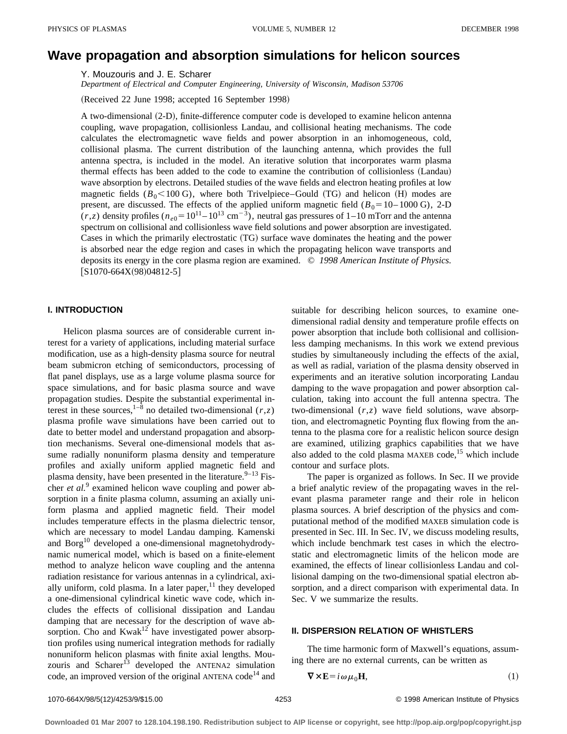# Wave propagation and absorption simulations for helicon sources

Y. Mouzouris and J. E. Scharer

*Department of Electrical and Computer Engineering, University of Wisconsin, Madison 53706*

(Received 22 June 1998; accepted 16 September 1998)

A two-dimensional (2-D), finite-difference computer code is developed to examine helicon antenna coupling, wave propagation, collisionless Landau, and collisional heating mechanisms. The code calculates the electromagnetic wave fields and power absorption in an inhomogeneous, cold, collisional plasma. The current distribution of the launching antenna, which provides the full antenna spectra, is included in the model. An iterative solution that incorporates warm plasma thermal effects has been added to the code to examine the contribution of collisionless (Landau) wave absorption by electrons. Detailed studies of the wave fields and electron heating profiles at low magnetic fields ($B_0 < 100$ G), where both Trivelpiece–Gould (TG) and helicon (H) modes are present, are discussed. The effects of the applied uniform magnetic field ($B_0 = 10–1000$ G), 2-D $(r,z)$ density profiles ($n_{e0} = 10^{11}–10^{13}$ cm$^{-3}$), neutral gas pressures of 1–10 mTorr and the antenna spectrum on collisional and collisionless wave field solutions and power absorption are investigated. Cases in which the primarily electrostatic (TG) surface wave dominates the heating and the power is absorbed near the edge region and cases in which the propagating helicon wave transports and deposits its energy in the core plasma region are examined. © *1998 American Institute of Physics.* [S1070-664X(98)04812-5]

## I. INTRODUCTION

Helicon plasma sources are of considerable current interest for a variety of applications, including material surface modification, use as a high-density plasma source for neutral beam submicron etching of semiconductors, processing of flat panel displays, use as a large volume plasma source for space simulations, and for basic plasma source and wave propagation studies. Despite the substantial experimental interest in these sources,[1–8] no detailed two-dimensional $(r,z)$ plasma profile wave simulations have been carried out to date to better model and understand propagation and absorption mechanisms. Several one-dimensional models that assume radially nonuniform plasma density and temperature profiles and axially uniform applied magnetic field and plasma density, have been presented in the literature.[9–13] Fischer *et al.*[9] examined helicon wave coupling and power absorption in a finite plasma column, assuming an axially uniform plasma and applied magnetic field. Their model includes temperature effects in the plasma dielectric tensor, which are necessary to model Landau damping. Kamenski and Borg[10] developed a one-dimensional magnetohydrodynamic numerical model, which is based on a finite-element method to analyze helicon wave coupling and the antenna radiation resistance for various antennas in a cylindrical, axially uniform, cold plasma. In a later paper,[11] they developed a one-dimensional cylindrical kinetic wave code, which includes the effects of collisional dissipation and Landau damping that are necessary for the description of wave absorption. Cho and Kwak[12] have investigated power absorption profiles using numerical integration methods for radially nonuniform helicon plasmas with finite axial lengths. Mouzouris and Scharer[13] developed the ANTENA2 simulation code, an improved version of the original ANTENA code[14] and suitable for describing helicon sources, to examine one-dimensional radial density and temperature profile effects on power absorption that include both collisional and collisionless damping mechanisms. In this work we extend previous studies by simultaneously including the effects of the axial, as well as radial, variation of the plasma density observed in experiments and an iterative solution incorporating Landau damping to the wave propagation and power absorption calculation, taking into account the full antenna spectra. The two-dimensional $(r,z)$ wave field solutions, wave absorption, and electromagnetic Poynting flux flowing from the antenna to the plasma core for a realistic helicon source design are examined, utilizing graphics capabilities that we have also added to the cold plasma MAXEB code,[15] which include contour and surface plots.

The paper is organized as follows. In Sec. II we provide a brief analytic review of the propagating waves in the relevant plasma parameter range and their role in helicon plasma sources. A brief description of the physics and computational method of the modified MAXEB simulation code is presented in Sec. III. In Sec. IV, we discuss modeling results, which include benchmark test cases in which the electrostatic and electromagnetic limits of the helicon mode are examined, the effects of linear collisionless Landau and collisional damping on the two-dimensional spatial electron absorption, and a direct comparison with experimental data. In Sec. V we summarize the results.

## II. DISPERSION RELATION OF WHISTLERS

The time harmonic form of Maxwell's equations, assuming there are no external currents, can be written as

$$\nabla \times \mathbf{E} = i\omega\mu_0 \mathbf{H}, \tag{1}$$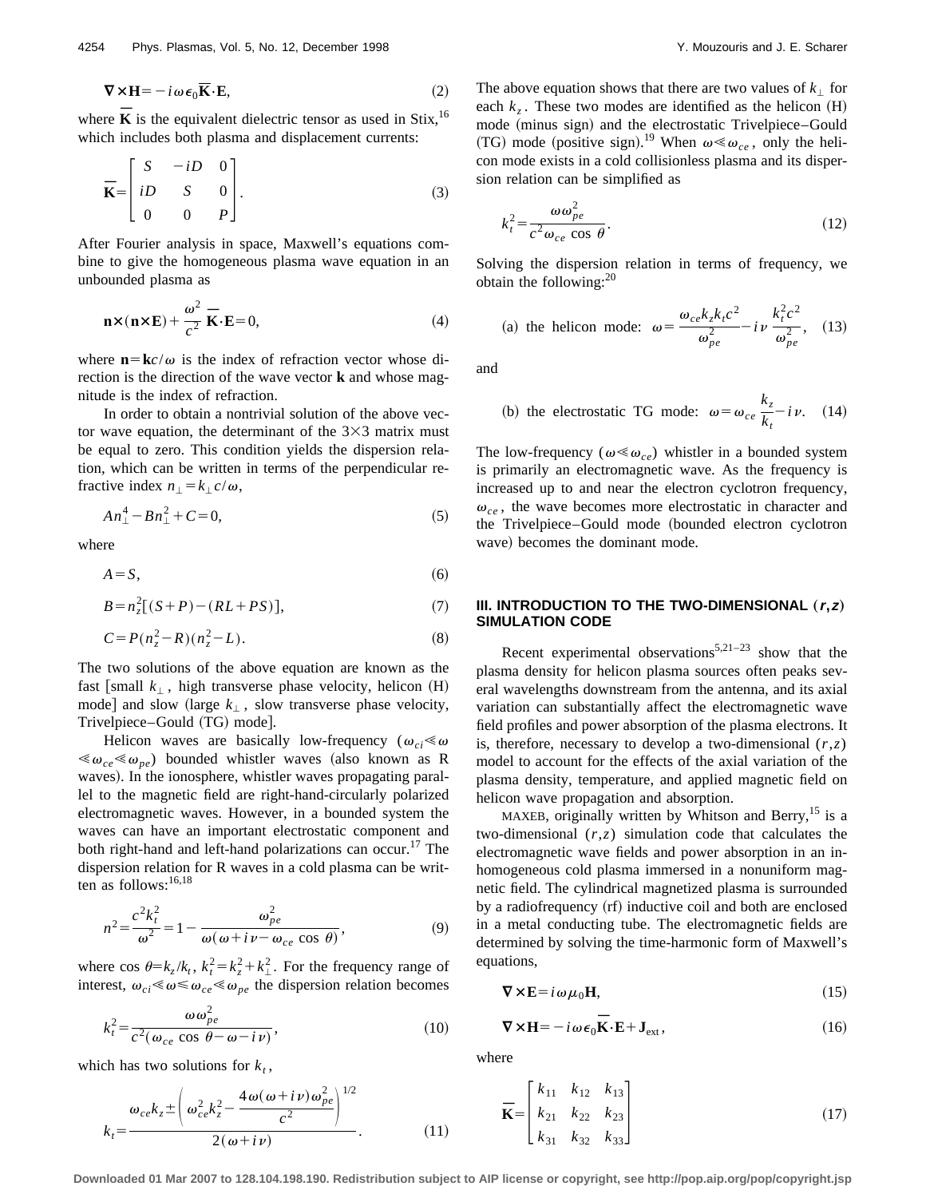$$\nabla \times \mathbf{H} = -i\omega\epsilon_0 \overline{\mathbf{K}} \cdot \mathbf{E}, \tag{2}$$

where $\overline{\mathbf{K}}$ is the equivalent dielectric tensor as used in Stix,[16] which includes both plasma and displacement currents:

$$\overline{\mathbf{K}} = \begin{bmatrix} S & -iD & 0 \\ iD & S & 0 \\ 0 & 0 & P \end{bmatrix}. \tag{3}$$

After Fourier analysis in space, Maxwell's equations combine to give the homogeneous plasma wave equation in an unbounded plasma as

$$\mathbf{n} \times (\mathbf{n} \times \mathbf{E}) + \frac{\omega^2}{c^2} \overline{\mathbf{K}} \cdot \mathbf{E} = 0, \tag{4}$$

where $\mathbf{n} = \mathbf{k}c/\omega$ is the index of refraction vector whose direction is the direction of the wave vector $\mathbf{k}$ and whose magnitude is the index of refraction.

In order to obtain a nontrivial solution of the above vector wave equation, the determinant of the $3\times 3$ matrix must be equal to zero. This condition yields the dispersion relation, which can be written in terms of the perpendicular refractive index $n_\perp = k_\perp c/\omega$,

$$An_\perp^4 - Bn_\perp^2 + C = 0, \tag{5}$$

where

$$A = S, \tag{6}$$

$$B = n_z^2[(S+P) - (RL+PS)], \tag{7}$$

$$C = P(n_z^2 - R)(n_z^2 - L). \tag{8}$$

The two solutions of the above equation are known as the fast [small $k_\perp$, high transverse phase velocity, helicon (H) mode] and slow (large $k_\perp$, slow transverse phase velocity, Trivelpiece–Gould (TG) mode].

Helicon waves are basically low-frequency ($\omega_{ci} \ll \omega \ll \omega_{ce} \ll \omega_{pe}$) bounded whistler waves (also known as R waves). In the ionosphere, whistler waves propagating parallel to the magnetic field are right-hand-circularly polarized electromagnetic waves. However, in a bounded system the waves can have an important electrostatic component and both right-hand and left-hand polarizations can occur.[17] The dispersion relation for R waves in a cold plasma can be written as follows:[16,18]

$$n^2 = \frac{c^2 k_t^2}{\omega^2} = 1 - \frac{\omega_{pe}^2}{\omega(\omega + i\nu - \omega_{ce}\cos\theta)}, \tag{9}$$

where $\cos\theta = k_z/k_t$, $k_t^2 = k_z^2 + k_\perp^2$. For the frequency range of interest, $\omega_{ci} \ll \omega \leqslant \omega_{ce} \ll \omega_{pe}$ the dispersion relation becomes

$$k_t^2 = \frac{\omega\omega_{pe}^2}{c^2(\omega_{ce}\cos\theta - \omega - i\nu)}, \tag{10}$$

which has two solutions for $k_t$,

$$k_t = \frac{\omega_{ce}k_z \pm \left(\omega_{ce}^2 k_z^2 - \dfrac{4\omega(\omega + i\nu)\omega_{pe}^2}{c^2}\right)^{1/2}}{2(\omega + i\nu)}. \tag{11}$$

The above equation shows that there are two values of $k_\perp$ for each $k_z$. These two modes are identified as the helicon (H) mode (minus sign) and the electrostatic Trivelpiece–Gould (TG) mode (positive sign).[19] When $\omega \ll \omega_{ce}$, only the helicon mode exists in a cold collisionless plasma and its dispersion relation can be simplified as

$$k_t^2 = \frac{\omega\omega_{pe}^2}{c^2\omega_{ce}\cos\theta}. \tag{12}$$

Solving the dispersion relation in terms of frequency, we obtain the following:[20]

$$\text{(a) the helicon mode:} \quad \omega = \frac{\omega_{ce}k_z k_t c^2}{\omega_{pe}^2} - i\nu\frac{k_t^2 c^2}{\omega_{pe}^2}, \tag{13}$$

and

$$\text{(b) the electrostatic TG mode:} \quad \omega = \omega_{ce}\frac{k_z}{k_t} - i\nu. \tag{14}$$

The low-frequency ($\omega \ll \omega_{ce}$) whistler in a bounded system is primarily an electromagnetic wave. As the frequency is increased up to and near the electron cyclotron frequency, $\omega_{ce}$, the wave becomes more electrostatic in character and the Trivelpiece–Gould mode (bounded electron cyclotron wave) becomes the dominant mode.

## III. INTRODUCTION TO THE TWO-DIMENSIONAL $(r,z)$ SIMULATION CODE

Recent experimental observations[5,21–23] show that the plasma density for helicon plasma sources often peaks several wavelengths downstream from the antenna, and its axial variation can substantially affect the electromagnetic wave field profiles and power absorption of the plasma electrons. It is, therefore, necessary to develop a two-dimensional $(r,z)$ model to account for the effects of the axial variation of the plasma density, temperature, and applied magnetic field on helicon wave propagation and absorption.

MAXEB, originally written by Whitson and Berry,[15] is a two-dimensional $(r,z)$ simulation code that calculates the electromagnetic wave fields and power absorption in an inhomogeneous cold plasma immersed in a nonuniform magnetic field. The cylindrical magnetized plasma is surrounded by a radiofrequency (rf) inductive coil and both are enclosed in a metal conducting tube. The electromagnetic fields are determined by solving the time-harmonic form of Maxwell's equations,

$$\nabla \times \mathbf{E} = i\omega\mu_0\mathbf{H}, \tag{15}$$

$$\nabla \times \mathbf{H} = -i\omega\epsilon_0\overline{\mathbf{K}} \cdot \mathbf{E} + \mathbf{J}_{\text{ext}}, \tag{16}$$

where

$$\overline{\mathbf{K}} = \begin{bmatrix} k_{11} & k_{12} & k_{13} \\ k_{21} & k_{22} & k_{23} \\ k_{31} & k_{32} & k_{33} \end{bmatrix} \tag{17}$$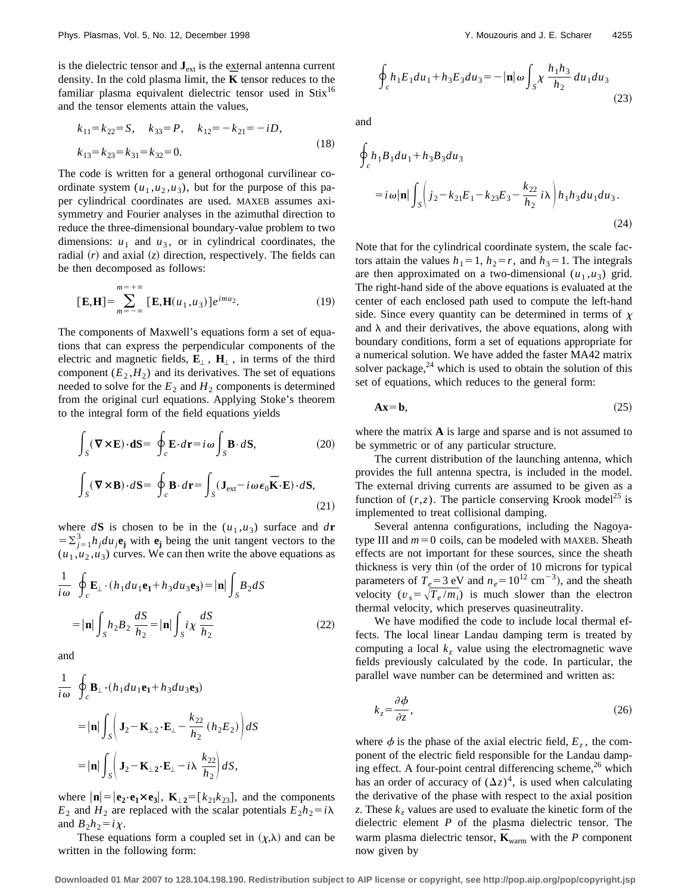is the dielectric tensor and $\mathbf{J}_{\rm ext}$ is the external antenna current density. In the cold plasma limit, the $\overline{\mathbf{K}}$ tensor reduces to the familiar plasma equivalent dielectric tensor used in Stix[16] and the tensor elements attain the values,

$$
\begin{aligned}
&k_{11}=k_{22}=S, \quad k_{33}=P, \quad k_{12}=-k_{21}=-iD,\\
&k_{13}=k_{23}=k_{31}=k_{32}=0.
\end{aligned}
\tag{18}
$$

The code is written for a general orthogonal curvilinear coordinate system $(u_1,u_2,u_3)$, but for the purpose of this paper cylindrical coordinates are used. MAXEB assumes axisymmetry and Fourier analyses in the azimuthal direction to reduce the three-dimensional boundary-value problem to two dimensions: $u_1$ and $u_3$, or in cylindrical coordinates, the radial $(r)$ and axial $(z)$ direction, respectively. The fields can be then decomposed as follows:

$$
[\mathbf{E},\mathbf{H}]=\sum_{m=-\infty}^{m=+\infty}[\mathbf{E},\mathbf{H}(u_1,u_3)]e^{imu_2}. \tag{19}
$$

The components of Maxwell's equations form a set of equations that can express the perpendicular components of the electric and magnetic fields, $\mathbf{E}_\perp$, $\mathbf{H}_\perp$, in terms of the third component $(E_2,H_2)$ and its derivatives. The set of equations needed to solve for the $E_2$ and $H_2$ components is determined from the original curl equations. Applying Stoke's theorem to the integral form of the field equations yields

$$
\int_S(\boldsymbol{\nabla}\times\mathbf{E})\cdot\mathbf{dS}=\oint_c\mathbf{E}\cdot d\mathbf{r}=i\omega\int_S\mathbf{B}\cdot d\mathbf{S}, \tag{20}
$$

$$
\int_S(\boldsymbol{\nabla}\times\mathbf{B})\cdot d\mathbf{S}=\oint_c\mathbf{B}\cdot d\mathbf{r}=\int_S(\mathbf{J}_{\rm ext}-i\omega\epsilon_0\overline{\mathbf{K}}\cdot\mathbf{E})\cdot d\mathbf{S}, \tag{21}
$$

where $d\mathbf{S}$ is chosen to be in the $(u_1,u_3)$ surface and $d\mathbf{r}=\Sigma_{j=1}^3 h_j du_j\mathbf{e_j}$ with $\mathbf{e_j}$ being the unit tangent vectors to the $(u_1,u_2,u_3)$ curves. We can then write the above equations as

$$
\begin{aligned}
\frac{1}{i\omega}\oint_c\mathbf{E}_\perp\cdot(h_1du_1\mathbf{e_1}+h_3du_3\mathbf{e_3})&=|\mathbf{n}|\int_S B_2dS\\
&=|\mathbf{n}|\int_S h_2B_2\frac{dS}{h_2}=|\mathbf{n}|\int_S i\chi\frac{dS}{h_2}
\end{aligned}
\tag{22}
$$

and

$$
\begin{aligned}
\frac{1}{i\omega}\oint_c&\mathbf{B}_\perp\cdot(h_1du_1\mathbf{e_1}+h_3du_3\mathbf{e_3})\\
&=|\mathbf{n}|\int_S\left(\mathbf{J}_2-\mathbf{K}_{\perp2}\cdot\mathbf{E}_\perp-\frac{k_{22}}{h_2}(h_2E_2)\right)dS\\
&=|\mathbf{n}|\int_S\left(\mathbf{J}_2-\mathbf{K}_{\perp\mathbf{2}}\cdot\mathbf{E}_\perp-i\lambda\frac{k_{22}}{h_2}\right)dS,
\end{aligned}
$$

where $|\mathbf{n}|=|\mathbf{e_2}\cdot\mathbf{e_1}\times\mathbf{e_3}|$, $\mathbf{K}_{\perp\mathbf{2}}=[k_{21}k_{23}]$, and the components $E_2$ and $H_2$ are replaced with the scalar potentials $E_2h_2=i\lambda$ and $B_2h_2=i\chi$.

These equations form a coupled set in $(\chi,\lambda)$ and can be written in the following form:

$$
\oint_c h_1E_1du_1+h_3E_3du_3=-|\mathbf{n}|\omega\int_S\chi\frac{h_1h_3}{h_2}du_1du_3 \tag{23}
$$

and

$$
\begin{aligned}
\oint_c &h_1B_1du_1+h_3B_3du_3\\
&=i\omega|\mathbf{n}|\int_S\left(j_2-k_{21}E_1-k_{23}E_3-\frac{k_{22}}{h_2}i\lambda\right)h_1h_3du_1du_3.
\end{aligned}
\tag{24}
$$

Note that for the cylindrical coordinate system, the scale factors attain the values $h_1=1$, $h_2=r$, and $h_3=1$. The integrals are then approximated on a two-dimensional $(u_1,u_3)$ grid. The right-hand side of the above equations is evaluated at the center of each enclosed path used to compute the left-hand side. Since every quantity can be determined in terms of $\chi$ and $\lambda$ and their derivatives, the above equations, along with boundary conditions, form a set of equations appropriate for a numerical solution. We have added the faster MA42 matrix solver package,[24] which is used to obtain the solution of this set of equations, which reduces to the general form:

$$
\mathbf{Ax}=\mathbf{b}, \tag{25}
$$

where the matrix $\mathbf{A}$ is large and sparse and is not assumed to be symmetric or of any particular structure.

The current distribution of the launching antenna, which provides the full antenna spectra, is included in the model. The external driving currents are assumed to be given as a function of $(r,z)$. The particle conserving Krook model[25] is implemented to treat collisional damping.

Several antenna configurations, including the Nagoya-type III and $m=0$ coils, can be modeled with MAXEB. Sheath effects are not important for these sources, since the sheath thickness is very thin (of the order of 10 microns for typical parameters of $T_e=3$ eV and $n_e=10^{12}$ cm$^{-3}$), and the sheath velocity $(v_s=\sqrt{T_e/m_i})$ is much slower than the electron thermal velocity, which preserves quasineutrality.

We have modified the code to include local thermal effects. The local linear Landau damping term is treated by computing a local $k_z$ value using the electromagnetic wave fields previously calculated by the code. In particular, the parallel wave number can be determined and written as:

$$
k_z=\frac{\partial\phi}{\partial z}, \tag{26}
$$

where $\phi$ is the phase of the axial electric field, $E_z$, the component of the electric field responsible for the Landau damping effect. A four-point central differencing scheme,[26] which has an order of accuracy of $(\Delta z)^4$, is used when calculating the derivative of the phase with respect to the axial position $z$. These $k_z$ values are used to evaluate the kinetic form of the dielectric element $P$ of the plasma dielectric tensor. The warm plasma dielectric tensor, $\overline{\mathbf{K}}_{\rm warm}$ with the $P$ component now given by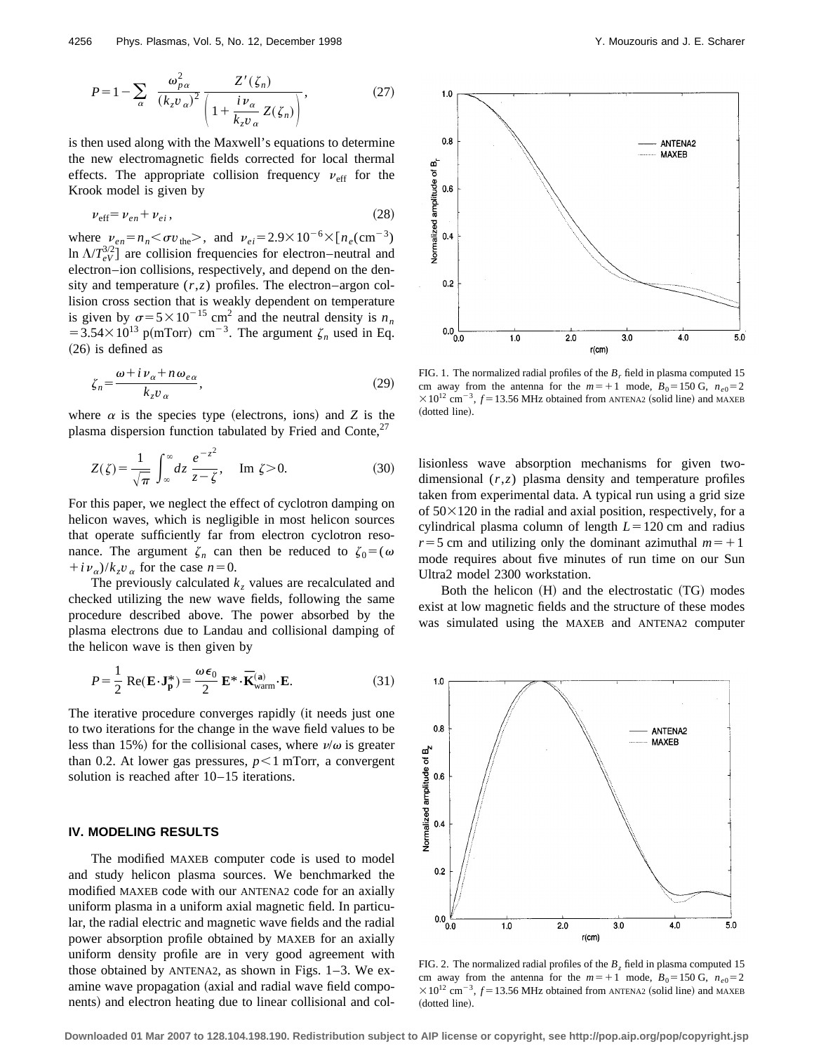$$P = 1 - \sum_{\alpha} \frac{\omega_{p\alpha}^2}{(k_z v_\alpha)^2} \frac{Z'(\zeta_n)}{\left(1 + \dfrac{i\nu_\alpha}{k_z v_\alpha} Z(\zeta_n)\right)}, \tag{27}$$

is then used along with the Maxwell's equations to determine the new electromagnetic fields corrected for local thermal effects. The appropriate collision frequency $\nu_{\text{eff}}$ for the Krook model is given by

$$\nu_{\text{eff}} = \nu_{en} + \nu_{ei}, \tag{28}$$

where $\nu_{en} = n_n \langle \sigma v_{\text{the}} \rangle$, and $\nu_{ei} = 2.9 \times 10^{-6} \times [n_e(\text{cm}^{-3}) \ln \Lambda / T_{eV}^{3/2}]$ are collision frequencies for electron–neutral and electron–ion collisions, respectively, and depend on the density and temperature $(r,z)$ profiles. The electron–argon collision cross section that is weakly dependent on temperature is given by $\sigma = 5 \times 10^{-15}$ cm$^2$ and the neutral density is $n_n = 3.54 \times 10^{13}$ p(mTorr) cm$^{-3}$. The argument $\zeta_n$ used in Eq. (26) is defined as

$$\zeta_n = \frac{\omega + i\nu_\alpha + n\omega_{e\alpha}}{k_z v_\alpha}, \tag{29}$$

where $\alpha$ is the species type (electrons, ions) and $Z$ is the plasma dispersion function tabulated by Fried and Conte,[27]

$$Z(\zeta) = \frac{1}{\sqrt{\pi}} \int_{\infty}^{\infty} dz \, \frac{e^{-z^2}}{z - \zeta}, \quad \text{Im } \zeta > 0. \tag{30}$$

For this paper, we neglect the effect of cyclotron damping on helicon waves, which is negligible in most helicon sources that operate sufficiently far from electron cyclotron resonance. The argument $\zeta_n$ can then be reduced to $\zeta_0 = (\omega + i\nu_\alpha)/k_z v_\alpha$ for the case $n = 0$.

The previously calculated $k_z$ values are recalculated and checked utilizing the new wave fields, following the same procedure described above. The power absorbed by the plasma electrons due to Landau and collisional damping of the helicon wave is then given by

$$P = \frac{1}{2} \text{Re}(\mathbf{E} \cdot \mathbf{J}_\mathbf{p}^*) = \frac{\omega \epsilon_0}{2} \mathbf{E}^* \cdot \overline{\mathbf{K}}_{\text{warm}}^{(\mathbf{a})} \cdot \mathbf{E}. \tag{31}$$

The iterative procedure converges rapidly (it needs just one to two iterations for the change in the wave field values to be less than 15%) for the collisional cases, where $\nu/\omega$ is greater than 0.2. At lower gas pressures, $p < 1$ mTorr, a convergent solution is reached after 10–15 iterations.

## IV. MODELING RESULTS

The modified MAXEB computer code is used to model and study helicon plasma sources. We benchmarked the modified MAXEB code with our ANTENA2 code for an axially uniform plasma in a uniform axial magnetic field. In particular, the radial electric and magnetic wave fields and the radial power absorption profile obtained by MAXEB for an axially uniform density profile are in very good agreement with those obtained by ANTENA2, as shown in Figs. 1–3. We examine wave propagation (axial and radial wave field components) and electron heating due to linear collisional and collisionless wave absorption mechanisms for given two-dimensional $(r,z)$ plasma density and temperature profiles taken from experimental data. A typical run using a grid size of $50 \times 120$ in the radial and axial position, respectively, for a cylindrical plasma column of length $L = 120$ cm and radius $r = 5$ cm and utilizing only the dominant azimuthal $m = +1$ mode requires about five minutes of run time on our Sun Ultra2 model 2300 workstation.

Both the helicon (H) and the electrostatic (TG) modes exist at low magnetic fields and the structure of these modes was simulated using the MAXEB and ANTENA2 computer

FIG. 1. The normalized radial profiles of the $B_r$ field in plasma computed 15 cm away from the antenna for the $m = +1$ mode, $B_0 = 150$ G, $n_{e0} = 2 \times 10^{12}$ cm$^{-3}$, $f = 13.56$ MHz obtained from ANTENA2 (solid line) and MAXEB (dotted line).

FIG. 2. The normalized radial profiles of the $B_z$ field in plasma computed 15 cm away from the antenna for the $m = +1$ mode, $B_0 = 150$ G, $n_{e0} = 2 \times 10^{12}$ cm$^{-3}$, $f = 13.56$ MHz obtained from ANTENA2 (solid line) and MAXEB (dotted line).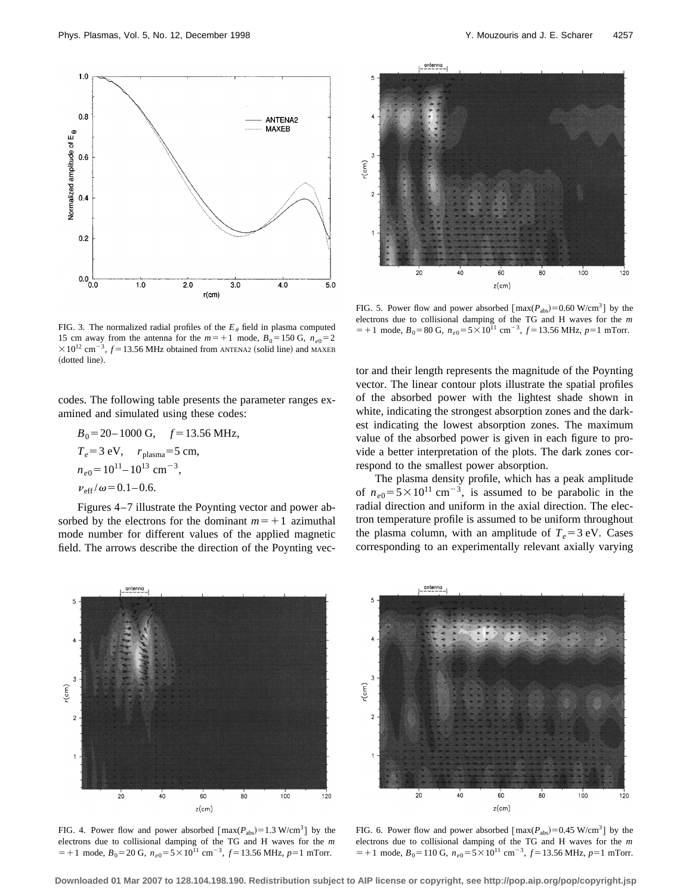FIG. 3. The normalized radial profiles of the $E_\theta$ field in plasma computed 15 cm away from the antenna for the $m=+1$ mode, $B_0=150$ G, $n_{e0}=2\times10^{12}$ cm$^{-3}$, $f=13.56$ MHz obtained from ANTENA2 (solid line) and MAXEB (dotted line).

codes. The following table presents the parameter ranges examined and simulated using these codes:

$$B_0 = 20\text{–}1000\ \text{G}, \quad f = 13.56\ \text{MHz},$$

$$T_e = 3\ \text{eV}, \quad r_{\text{plasma}} = 5\ \text{cm},$$

$$n_{e0} = 10^{11}\text{–}10^{13}\ \text{cm}^{-3},$$

$$\nu_{\text{eff}}/\omega = 0.1\text{–}0.6.$$

Figures 4–7 illustrate the Poynting vector and power absorbed by the electrons for the dominant $m=+1$ azimuthal mode number for different values of the applied magnetic field. The arrows describe the direction of the Poynting vector and their length represents the magnitude of the Poynting vector. The linear contour plots illustrate the spatial profiles of the absorbed power with the lightest shade shown in white, indicating the strongest absorption zones and the darkest indicating the lowest absorption zones. The maximum value of the absorbed power is given in each figure to provide a better interpretation of the plots. The dark zones correspond to the smallest power absorption.

The plasma density profile, which has a peak amplitude of $n_{e0}=5\times10^{11}$ cm$^{-3}$, is assumed to be parabolic in the radial direction and uniform in the axial direction. The electron temperature profile is assumed to be uniform throughout the plasma column, with an amplitude of $T_e=3$ eV. Cases corresponding to an experimentally relevant axially varying

FIG. 5. Power flow and power absorbed [$\max(P_{\text{abs}})=0.60$ W/cm$^3$] by the electrons due to collisional damping of the TG and H waves for the $m=+1$ mode, $B_0=80$ G, $n_{e0}=5\times10^{11}$ cm$^{-3}$, $f=13.56$ MHz, $p=1$ mTorr.

FIG. 4. Power flow and power absorbed [$\max(P_{\text{abs}})=1.3$ W/cm$^3$] by the electrons due to collisional damping of the TG and H waves for the $m=+1$ mode, $B_0=20$ G, $n_{e0}=5\times10^{11}$ cm$^{-3}$, $f=13.56$ MHz, $p=1$ mTorr.

FIG. 6. Power flow and power absorbed [$\max(P_{\text{abs}})=0.45$ W/cm$^3$] by the electrons due to collisional damping of the TG and H waves for the $m=+1$ mode, $B_0=110$ G, $n_{e0}=5\times10^{11}$ cm$^{-3}$, $f=13.56$ MHz, $p=1$ mTorr.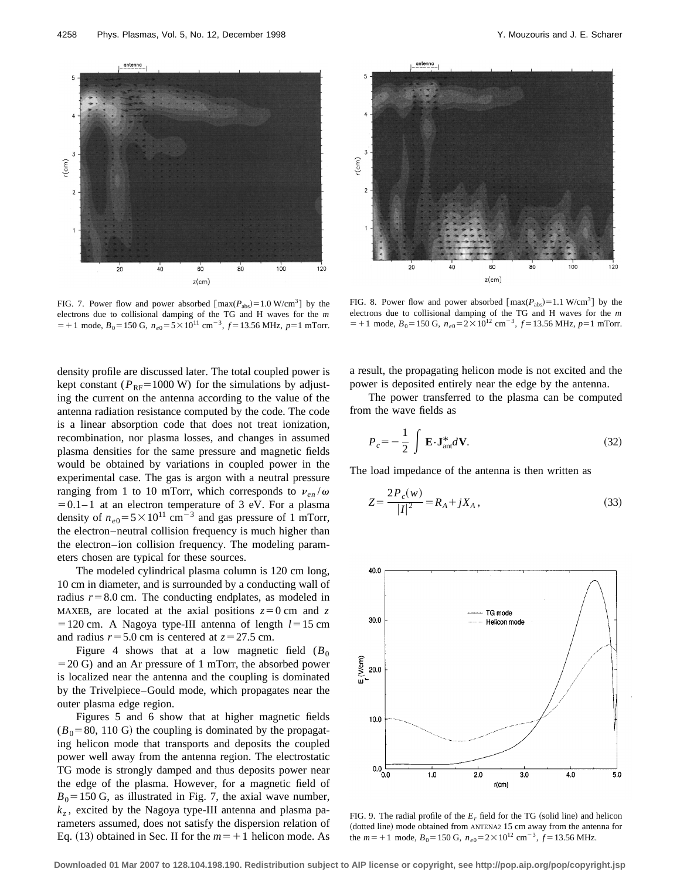FIG. 7. Power flow and power absorbed $[\max(P_{abs})=1.0\ \mathrm{W/cm^3}]$ by the electrons due to collisional damping of the TG and H waves for the $m=+1$ mode, $B_0=150$ G, $n_{e0}=5\times10^{11}\ \mathrm{cm^{-3}}$, $f=13.56$ MHz, $p=1$ mTorr.

FIG. 8. Power flow and power absorbed $[\max(P_{abs})=1.1\ \mathrm{W/cm^3}]$ by the electrons due to collisional damping of the TG and H waves for the $m=+1$ mode, $B_0=150$ G, $n_{e0}=2\times10^{12}\ \mathrm{cm^{-3}}$, $f=13.56$ MHz, $p=1$ mTorr.

density profile are discussed later. The total coupled power is kept constant ($P_{\mathrm{RF}}=1000$ W) for the simulations by adjusting the current on the antenna according to the value of the antenna radiation resistance computed by the code. The code is a linear absorption code that does not treat ionization, recombination, nor plasma losses, and changes in assumed plasma densities for the same pressure and magnetic fields would be obtained by variations in coupled power in the experimental case. The gas is argon with a neutral pressure ranging from 1 to 10 mTorr, which corresponds to $\nu_{en}/\omega=0.1$–1 at an electron temperature of 3 eV. For a plasma density of $n_{e0}=5\times10^{11}\ \mathrm{cm^{-3}}$ and gas pressure of 1 mTorr, the electron–neutral collision frequency is much higher than the electron–ion collision frequency. The modeling parameters chosen are typical for these sources.

The modeled cylindrical plasma column is 120 cm long, 10 cm in diameter, and is surrounded by a conducting wall of radius $r=8.0$ cm. The conducting endplates, as modeled in MAXEB, are located at the axial positions $z=0$ cm and $z=120$ cm. A Nagoya type-III antenna of length $l=15$ cm and radius $r=5.0$ cm is centered at $z=27.5$ cm.

Figure 4 shows that at a low magnetic field ($B_0=20$ G) and an Ar pressure of 1 mTorr, the absorbed power is localized near the antenna and the coupling is dominated by the Trivelpiece–Gould mode, which propagates near the outer plasma edge region.

Figures 5 and 6 show that at higher magnetic fields ($B_0=80$, 110 G) the coupling is dominated by the propagating helicon mode that transports and deposits the coupled power well away from the antenna region. The electrostatic TG mode is strongly damped and thus deposits power near the edge of the plasma. However, for a magnetic field of $B_0=150$ G, as illustrated in Fig. 7, the axial wave number, $k_z$, excited by the Nagoya type-III antenna and plasma parameters assumed, does not satisfy the dispersion relation of Eq. (13) obtained in Sec. II for the $m=+1$ helicon mode. As a result, the propagating helicon mode is not excited and the power is deposited entirely near the edge by the antenna.

The power transferred to the plasma can be computed from the wave fields as

$$P_c=-\frac{1}{2}\int \mathbf{E}\cdot\mathbf{J}^{*}_{\mathrm{ant}}d\mathbf{V}. \tag{32}$$

The load impedance of the antenna is then written as

$$Z=\frac{2P_c(w)}{|I|^2}=R_A+jX_A, \tag{33}$$

FIG. 9. The radial profile of the $E_r$ field for the TG (solid line) and helicon (dotted line) mode obtained from ANTENA2 15 cm away from the antenna for the $m=+1$ mode, $B_0=150$ G, $n_{e0}=2\times10^{12}\ \mathrm{cm^{-3}}$, $f=13.56$ MHz.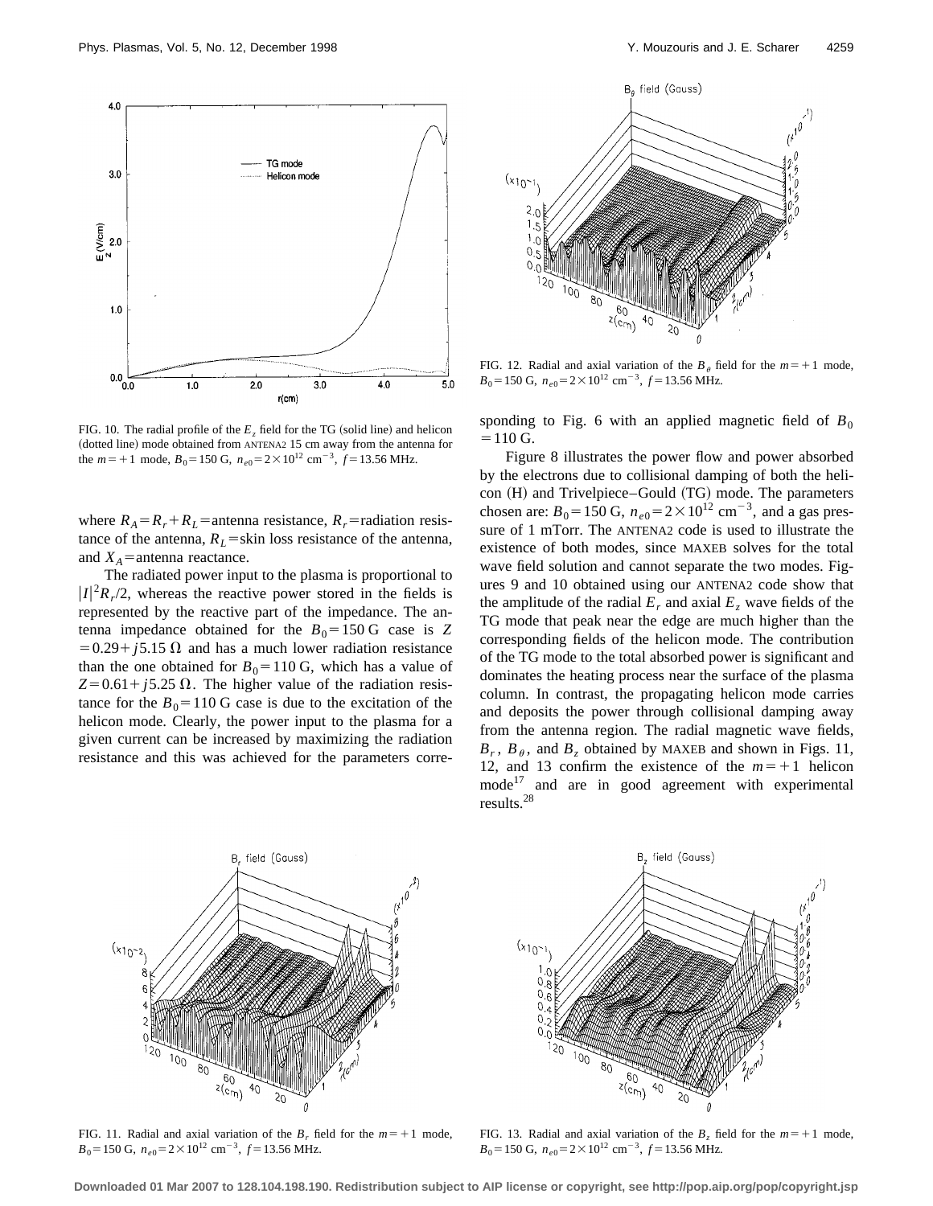FIG. 10. The radial profile of the $E_z$ field for the TG (solid line) and helicon (dotted line) mode obtained from ANTENA2 15 cm away from the antenna for the $m=+1$ mode, $B_0=150$ G, $n_{e0}=2\times10^{12}$ cm$^{-3}$, $f=13.56$ MHz.

where $R_A=R_r+R_L$=antenna resistance, $R_r$=radiation resistance of the antenna, $R_L$=skin loss resistance of the antenna, and $X_A$=antenna reactance.

The radiated power input to the plasma is proportional to $|I|^2R_r/2$, whereas the reactive power stored in the fields is represented by the reactive part of the impedance. The antenna impedance obtained for the $B_0=150$ G case is $Z=0.29+j5.15\ \Omega$ and has a much lower radiation resistance than the one obtained for $B_0=110$ G, which has a value of $Z=0.61+j5.25\ \Omega$. The higher value of the radiation resistance for the $B_0=110$ G case is due to the excitation of the helicon mode. Clearly, the power input to the plasma for a given current can be increased by maximizing the radiation resistance and this was achieved for the parameters corresponding to Fig. 6 with an applied magnetic field of $B_0=110$ G.

FIG. 12. Radial and axial variation of the $B_\theta$ field for the $m=+1$ mode, $B_0=150$ G, $n_{e0}=2\times10^{12}$ cm$^{-3}$, $f=13.56$ MHz.

Figure 8 illustrates the power flow and power absorbed by the electrons due to collisional damping of both the helicon (H) and Trivelpiece–Gould (TG) mode. The parameters chosen are: $B_0=150$ G, $n_{e0}=2\times10^{12}$ cm$^{-3}$, and a gas pressure of 1 mTorr. The ANTENA2 code is used to illustrate the existence of both modes, since MAXEB solves for the total wave field solution and cannot separate the two modes. Figures 9 and 10 obtained using our ANTENA2 code show that the amplitude of the radial $E_r$ and axial $E_z$ wave fields of the TG mode that peak near the edge are much higher than the corresponding fields of the helicon mode. The contribution of the TG mode to the total absorbed power is significant and dominates the heating process near the surface of the plasma column. In contrast, the propagating helicon mode carries and deposits the power through collisional damping away from the antenna region. The radial magnetic wave fields, $B_r$, $B_\theta$, and $B_z$ obtained by MAXEB and shown in Figs. 11, 12, and 13 confirm the existence of the $m=+1$ helicon mode[17] and are in good agreement with experimental results.[28]

FIG. 11. Radial and axial variation of the $B_r$ field for the $m=+1$ mode, $B_0=150$ G, $n_{e0}=2\times10^{12}$ cm$^{-3}$, $f=13.56$ MHz.

FIG. 13. Radial and axial variation of the $B_z$ field for the $m=+1$ mode, $B_0=150$ G, $n_{e0}=2\times10^{12}$ cm$^{-3}$, $f=13.56$ MHz.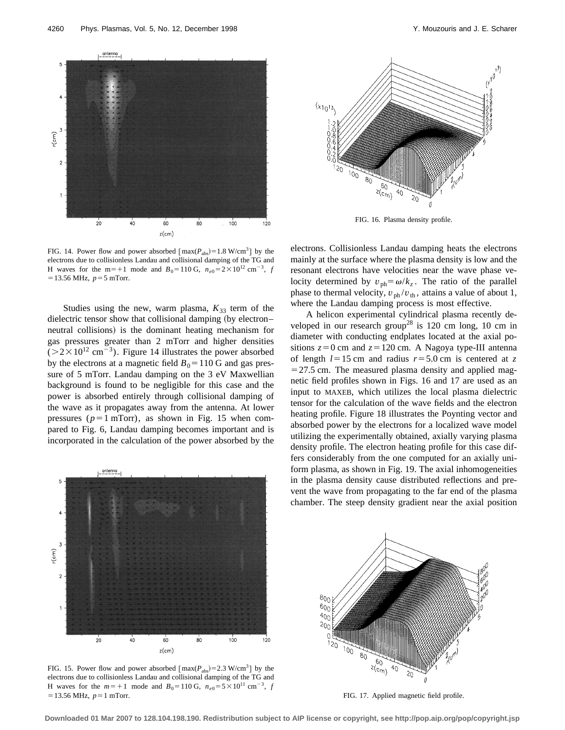FIG. 14. Power flow and power absorbed [$\max(P_{abs})=1.8$ W/cm$^3$] by the electrons due to collisionless Landau and collisional damping of the TG and H waves for the m=+1 mode and $B_0=110$ G, $n_{e0}=2\times10^{12}$ cm$^{-3}$, $f=13.56$ MHz, $p=5$ mTorr.

Studies using the new, warm plasma, $K_{33}$ term of the dielectric tensor show that collisional damping (by electron–neutral collisions) is the dominant heating mechanism for gas pressures greater than 2 mTorr and higher densities ($>2\times10^{12}$ cm$^{-3}$). Figure 14 illustrates the power absorbed by the electrons at a magnetic field $B_0=110$ G and gas pressure of 5 mTorr. Landau damping on the 3 eV Maxwellian background is found to be negligible for this case and the power is absorbed entirely through collisional damping of the wave as it propagates away from the antenna. At lower pressures ($p=1$ mTorr), as shown in Fig. 15 when compared to Fig. 6, Landau damping becomes important and is incorporated in the calculation of the power absorbed by the electrons. Collisionless Landau damping heats the electrons mainly at the surface where the plasma density is low and the resonant electrons have velocities near the wave phase velocity determined by $v_{ph}=\omega/k_z$. The ratio of the parallel phase to thermal velocity, $v_{ph}/v_{th}$, attains a value of about 1, where the Landau damping process is most effective.

FIG. 15. Power flow and power absorbed [$\max(P_{abs})=2.3$ W/cm$^3$] by the electrons due to collisionless Landau and collisional damping of the TG and H waves for the $m=+1$ mode and $B_0=110$ G, $n_{e0}=5\times10^{11}$ cm$^{-3}$, $f=13.56$ MHz, $p=1$ mTorr.

FIG. 16. Plasma density profile.

A helicon experimental cylindrical plasma recently developed in our research group[28] is 120 cm long, 10 cm in diameter with conducting endplates located at the axial positions $z=0$ cm and $z=120$ cm. A Nagoya type-III antenna of length $l=15$ cm and radius $r=5.0$ cm is centered at $z=27.5$ cm. The measured plasma density and applied magnetic field profiles shown in Figs. 16 and 17 are used as an input to MAXEB, which utilizes the local plasma dielectric tensor for the calculation of the wave fields and the electron heating profile. Figure 18 illustrates the Poynting vector and absorbed power by the electrons for a localized wave model utilizing the experimentally obtained, axially varying plasma density profile. The electron heating profile for this case differs considerably from the one computed for an axially uniform plasma, as shown in Fig. 19. The axial inhomogeneities in the plasma density cause distributed reflections and prevent the wave from propagating to the far end of the plasma chamber. The steep density gradient near the axial position

FIG. 17. Applied magnetic field profile.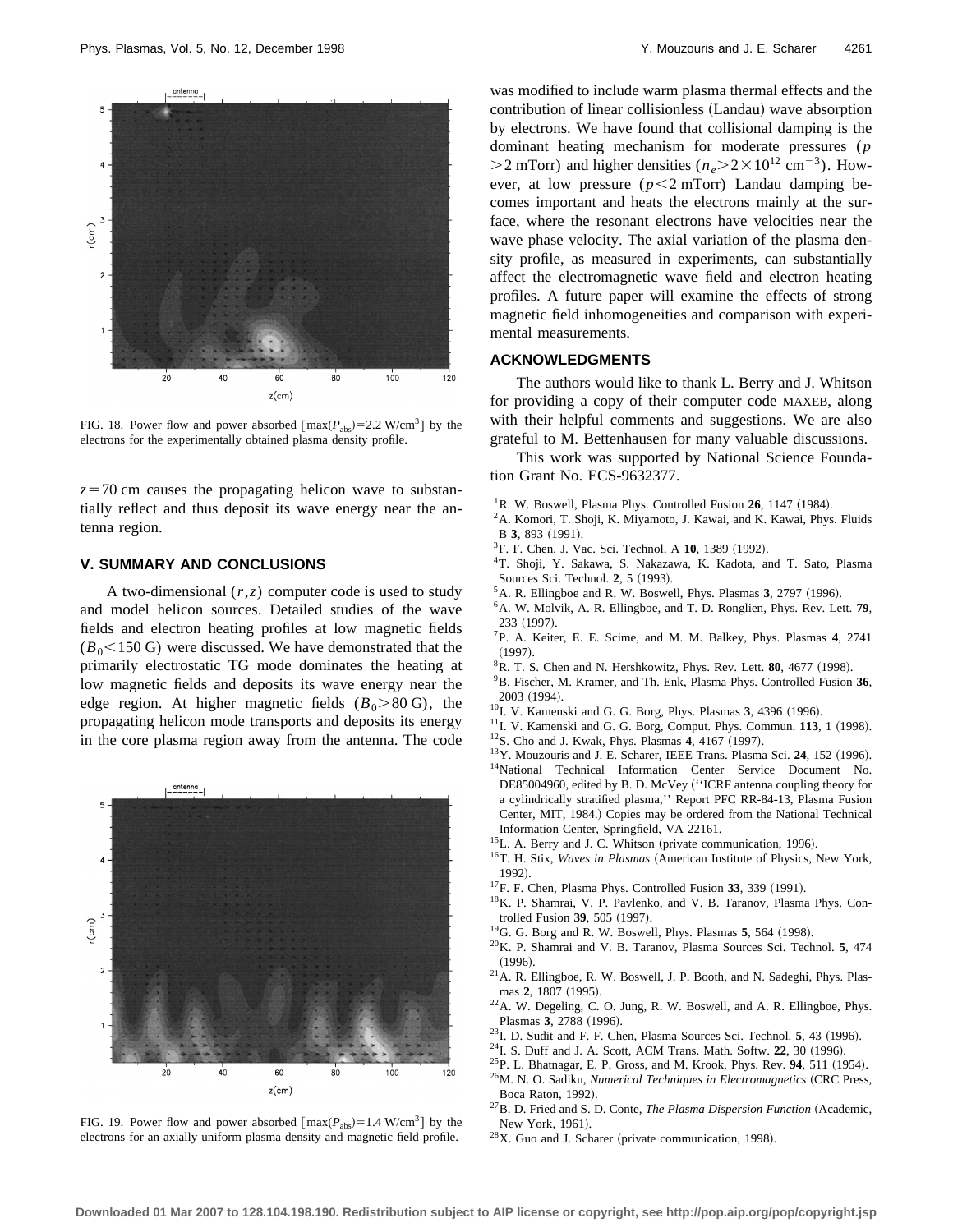antenna

5

4

3

r(cm)

2

1

20 40 60 80 100 120

z(cm)

FIG. 18. Power flow and power absorbed [$\max(P_{\text{abs}}) = 2.2\ \text{W/cm}^3$] by the electrons for the experimentally obtained plasma density profile.

$z = 70$ cm causes the propagating helicon wave to substantially reflect and thus deposit its wave energy near the antenna region.

## V. SUMMARY AND CONCLUSIONS

A two-dimensional $(r,z)$ computer code is used to study and model helicon sources. Detailed studies of the wave fields and electron heating profiles at low magnetic fields ($B_0 < 150$ G) were discussed. We have demonstrated that the primarily electrostatic TG mode dominates the heating at low magnetic fields and deposits its wave energy near the edge region. At higher magnetic fields ($B_0 > 80$ G), the propagating helicon mode transports and deposits its energy in the core plasma region away from the antenna. The code was modified to include warm plasma thermal effects and the contribution of linear collisionless (Landau) wave absorption by electrons. We have found that collisional damping is the dominant heating mechanism for moderate pressures ($p > 2$ mTorr) and higher densities ($n_e > 2 \times 10^{12}\ \text{cm}^{-3}$). However, at low pressure ($p < 2$ mTorr) Landau damping becomes important and heats the electrons mainly at the surface, where the resonant electrons have velocities near the wave phase velocity. The axial variation of the plasma density profile, as measured in experiments, can substantially affect the electromagnetic wave field and electron heating profiles. A future paper will examine the effects of strong magnetic field inhomogeneities and comparison with experimental measurements.

antenna

5

4

3

r(cm)

2

1

20 40 60 80 100 120

z(cm)

FIG. 19. Power flow and power absorbed [$\max(P_{\text{abs}}) = 1.4\ \text{W/cm}^3$] by the electrons for an axially uniform plasma density and magnetic field profile.

## ACKNOWLEDGMENTS

The authors would like to thank L. Berry and J. Whitson for providing a copy of their computer code MAXEB, along with their helpful comments and suggestions. We are also grateful to M. Bettenhausen for many valuable discussions.

This work was supported by National Science Foundation Grant No. ECS-9632377.

[1] R. W. Boswell, Plasma Phys. Controlled Fusion **26**, 1147 (1984).
[2] A. Komori, T. Shoji, K. Miyamoto, J. Kawai, and K. Kawai, Phys. Fluids B **3**, 893 (1991).
[3] F. F. Chen, J. Vac. Sci. Technol. A **10**, 1389 (1992).
[4] T. Shoji, Y. Sakawa, S. Nakazawa, K. Kadota, and T. Sato, Plasma Sources Sci. Technol. **2**, 5 (1993).
[5] A. R. Ellingboe and R. W. Boswell, Phys. Plasmas **3**, 2797 (1996).
[6] A. W. Molvik, A. R. Ellingboe, and T. D. Ronglien, Phys. Rev. Lett. **79**, 233 (1997).
[7] P. A. Keiter, E. E. Scime, and M. M. Balkey, Phys. Plasmas **4**, 2741 (1997).
[8] R. T. S. Chen and N. Hershkowitz, Phys. Rev. Lett. **80**, 4677 (1998).
[9] B. Fischer, M. Kramer, and Th. Enk, Plasma Phys. Controlled Fusion **36**, 2003 (1994).
[10] I. V. Kamenski and G. G. Borg, Phys. Plasmas **3**, 4396 (1996).
[11] I. V. Kamenski and G. G. Borg, Comput. Phys. Commun. **113**, 1 (1998).
[12] S. Cho and J. Kwak, Phys. Plasmas **4**, 4167 (1997).
[13] Y. Mouzouris and J. E. Scharer, IEEE Trans. Plasma Sci. **24**, 152 (1996).
[14] National Technical Information Center Service Document No. DE85004960, edited by B. D. McVey (''ICRF antenna coupling theory for a cylindrically stratified plasma,'' Report PFC RR-84-13, Plasma Fusion Center, MIT, 1984.) Copies may be ordered from the National Technical Information Center, Springfield, VA 22161.
[15] L. A. Berry and J. C. Whitson (private communication, 1996).
[16] T. H. Stix, *Waves in Plasmas* (American Institute of Physics, New York, 1992).
[17] F. F. Chen, Plasma Phys. Controlled Fusion **33**, 339 (1991).
[18] K. P. Shamrai, V. P. Pavlenko, and V. B. Taranov, Plasma Phys. Controlled Fusion **39**, 505 (1997).
[19] G. G. Borg and R. W. Boswell, Phys. Plasmas **5**, 564 (1998).
[20] K. P. Shamrai and V. B. Taranov, Plasma Sources Sci. Technol. **5**, 474 (1996).
[21] A. R. Ellingboe, R. W. Boswell, J. P. Booth, and N. Sadeghi, Phys. Plasmas **2**, 1807 (1995).
[22] A. W. Degeling, C. O. Jung, R. W. Boswell, and A. R. Ellingboe, Phys. Plasmas **3**, 2788 (1996).
[23] I. D. Sudit and F. F. Chen, Plasma Sources Sci. Technol. **5**, 43 (1996).
[24] I. S. Duff and J. A. Scott, ACM Trans. Math. Softw. **22**, 30 (1996).
[25] P. L. Bhatnagar, E. P. Gross, and M. Krook, Phys. Rev. **94**, 511 (1954).
[26] M. N. O. Sadiku, *Numerical Techniques in Electromagnetics* (CRC Press, Boca Raton, 1992).
[27] B. D. Fried and S. D. Conte, *The Plasma Dispersion Function* (Academic, New York, 1961).
[28] X. Guo and J. Scharer (private communication, 1998).